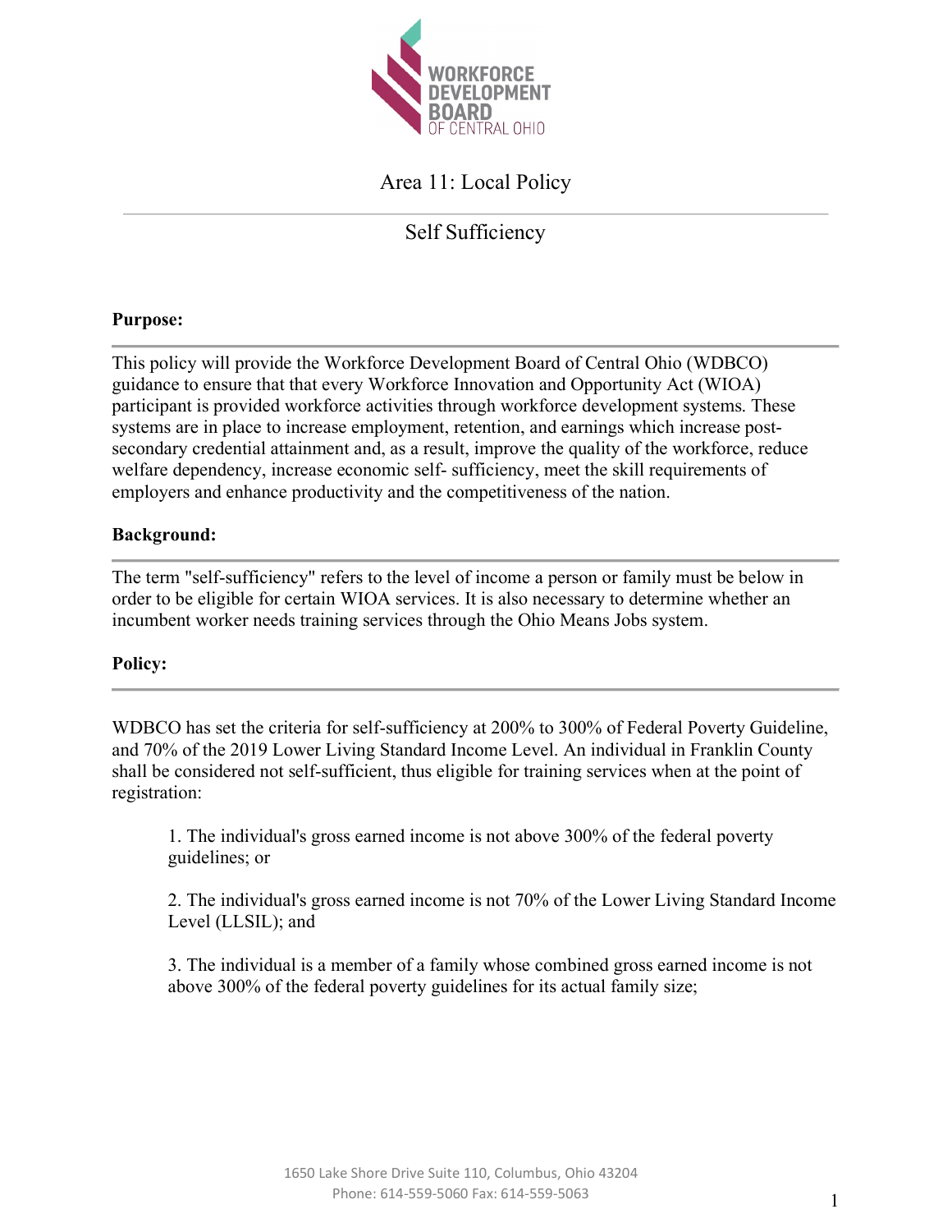WORKFORCE DEVELOPMENT BOARD OF CENTRAL OHIO

# Area 11: Local Policy

## Self Sufficiency

**Purpose:**

This policy will provide the Workforce Development Board of Central Ohio (WDBCO) guidance to ensure that that every Workforce Innovation and Opportunity Act (WIOA) participant is provided workforce activities through workforce development systems. These systems are in place to increase employment, retention, and earnings which increase post-secondary credential attainment and, as a result, improve the quality of the workforce, reduce welfare dependency, increase economic self- sufficiency, meet the skill requirements of employers and enhance productivity and the competitiveness of the nation.

**Background:**

The term "self-sufficiency" refers to the level of income a person or family must be below in order to be eligible for certain WIOA services. It is also necessary to determine whether an incumbent worker needs training services through the Ohio Means Jobs system.

**Policy:**

WDBCO has set the criteria for self-sufficiency at 200% to 300% of Federal Poverty Guideline, and 70% of the 2019 Lower Living Standard Income Level. An individual in Franklin County shall be considered not self-sufficient, thus eligible for training services when at the point of registration:

1. The individual's gross earned income is not above 300% of the federal poverty guidelines; or

2. The individual's gross earned income is not 70% of the Lower Living Standard Income Level (LLSIL); and

3. The individual is a member of a family whose combined gross earned income is not above 300% of the federal poverty guidelines for its actual family size;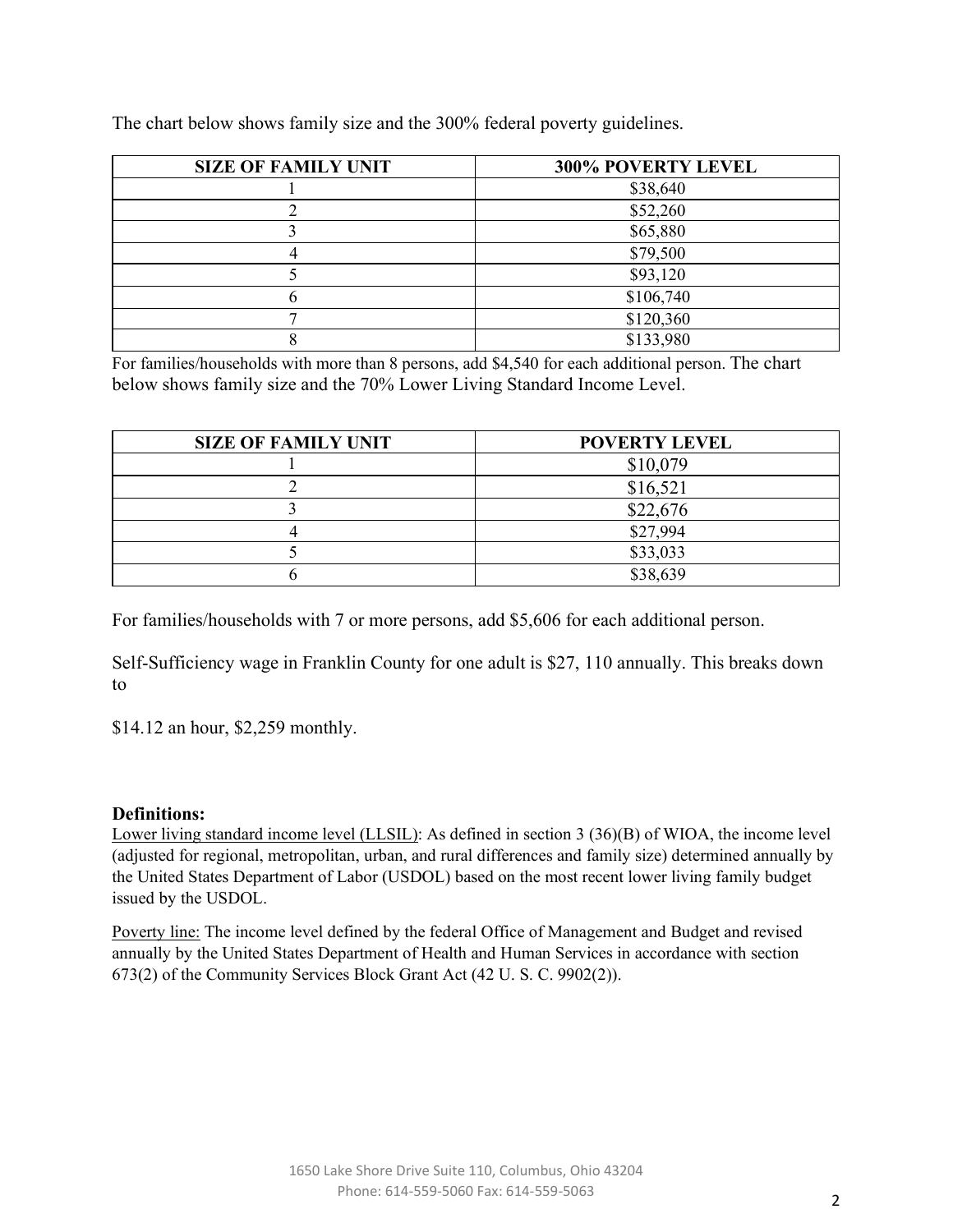The chart below shows family size and the 300% federal poverty guidelines.

| SIZE OF FAMILY UNIT | 300% POVERTY LEVEL |
| --- | --- |
| 1 | $38,640 |
| 2 | $52,260 |
| 3 | $65,880 |
| 4 | $79,500 |
| 5 | $93,120 |
| 6 | $106,740 |
| 7 | $120,360 |
| 8 | $133,980 |

For families/households with more than 8 persons, add $4,540 for each additional person. The chart below shows family size and the 70% Lower Living Standard Income Level.

| SIZE OF FAMILY UNIT | POVERTY LEVEL |
| --- | --- |
| 1 | $10,079 |
| 2 | $16,521 |
| 3 | $22,676 |
| 4 | $27,994 |
| 5 | $33,033 |
| 6 | $38,639 |

For families/households with 7 or more persons, add $5,606 for each additional person.

Self-Sufficiency wage in Franklin County for one adult is $27, 110 annually. This breaks down to

$14.12 an hour, $2,259 monthly.

**Definitions:**

Lower living standard income level (LLSIL): As defined in section 3 (36)(B) of WIOA, the income level (adjusted for regional, metropolitan, urban, and rural differences and family size) determined annually by the United States Department of Labor (USDOL) based on the most recent lower living family budget issued by the USDOL.

Poverty line: The income level defined by the federal Office of Management and Budget and revised annually by the United States Department of Health and Human Services in accordance with section 673(2) of the Community Services Block Grant Act (42 U. S. C. 9902(2)).

1650 Lake Shore Drive Suite 110, Columbus, Ohio 43204
Phone: 614-559-5060 Fax: 614-559-5063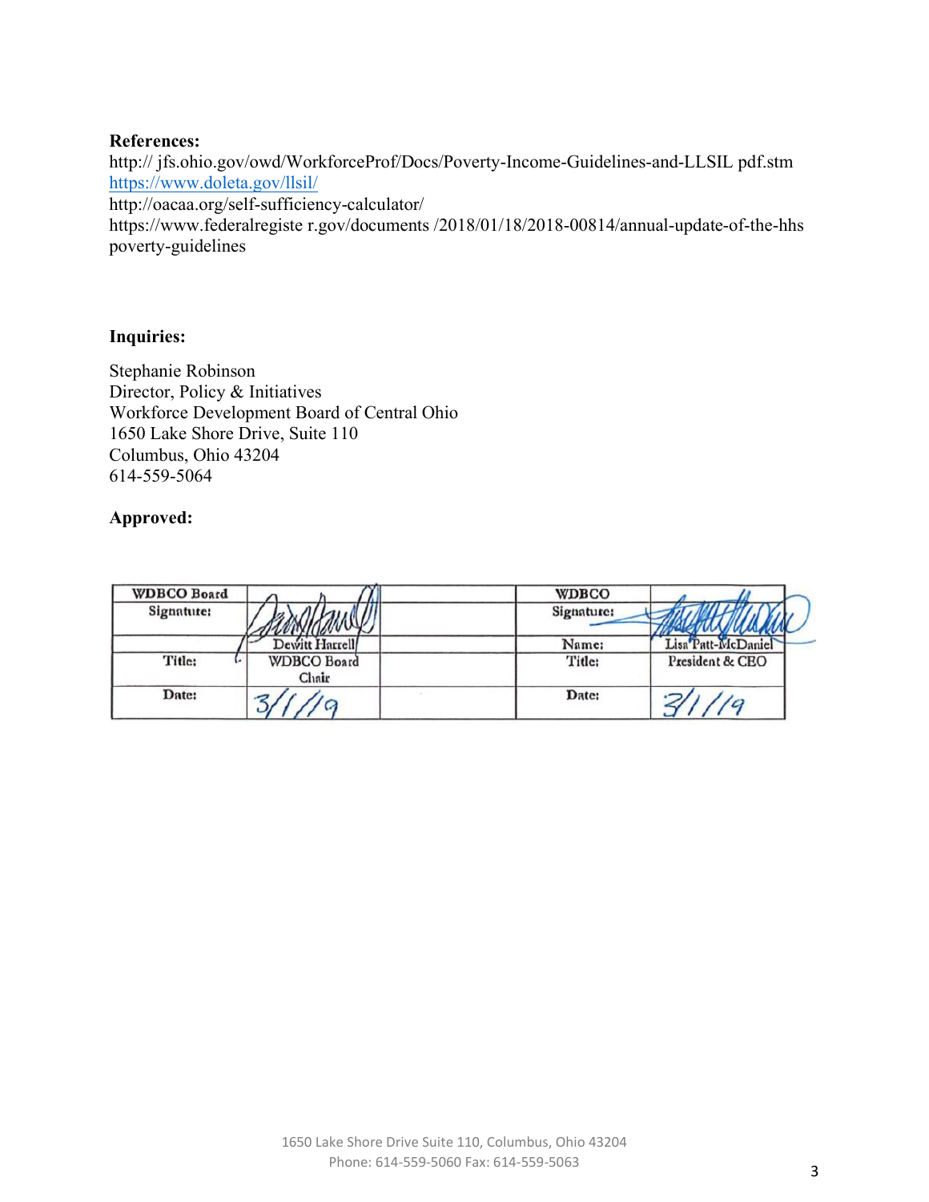**References:**

http:// jfs.ohio.gov/owd/WorkforceProf/Docs/Poverty-Income-Guidelines-and-LLSIL pdf.stm
https://www.doleta.gov/llsil/
http://oacaa.org/self-sufficiency-calculator/
https://www.federalregiste r.gov/documents /2018/01/18/2018-00814/annual-update-of-the-hhs poverty-guidelines

**Inquiries:**

Stephanie Robinson
Director, Policy & Initiatives
Workforce Development Board of Central Ohio
1650 Lake Shore Drive, Suite 110
Columbus, Ohio 43204
614-559-5064

**Approved:**

| | | | | |
|---|---|---|---|---|
| WDBCO Board Signature: | Dewitt Harrell | | WDBCO Signature: | |
| | | | Name: | Lisa Patt-McDaniel |
| Title: | WDBCO Board Chair | | Title: | President & CEO |
| Date: | 3/1/19 | | Date: | 3/1/19 |

1650 Lake Shore Drive Suite 110, Columbus, Ohio 43204
Phone: 614-559-5060 Fax: 614-559-5063